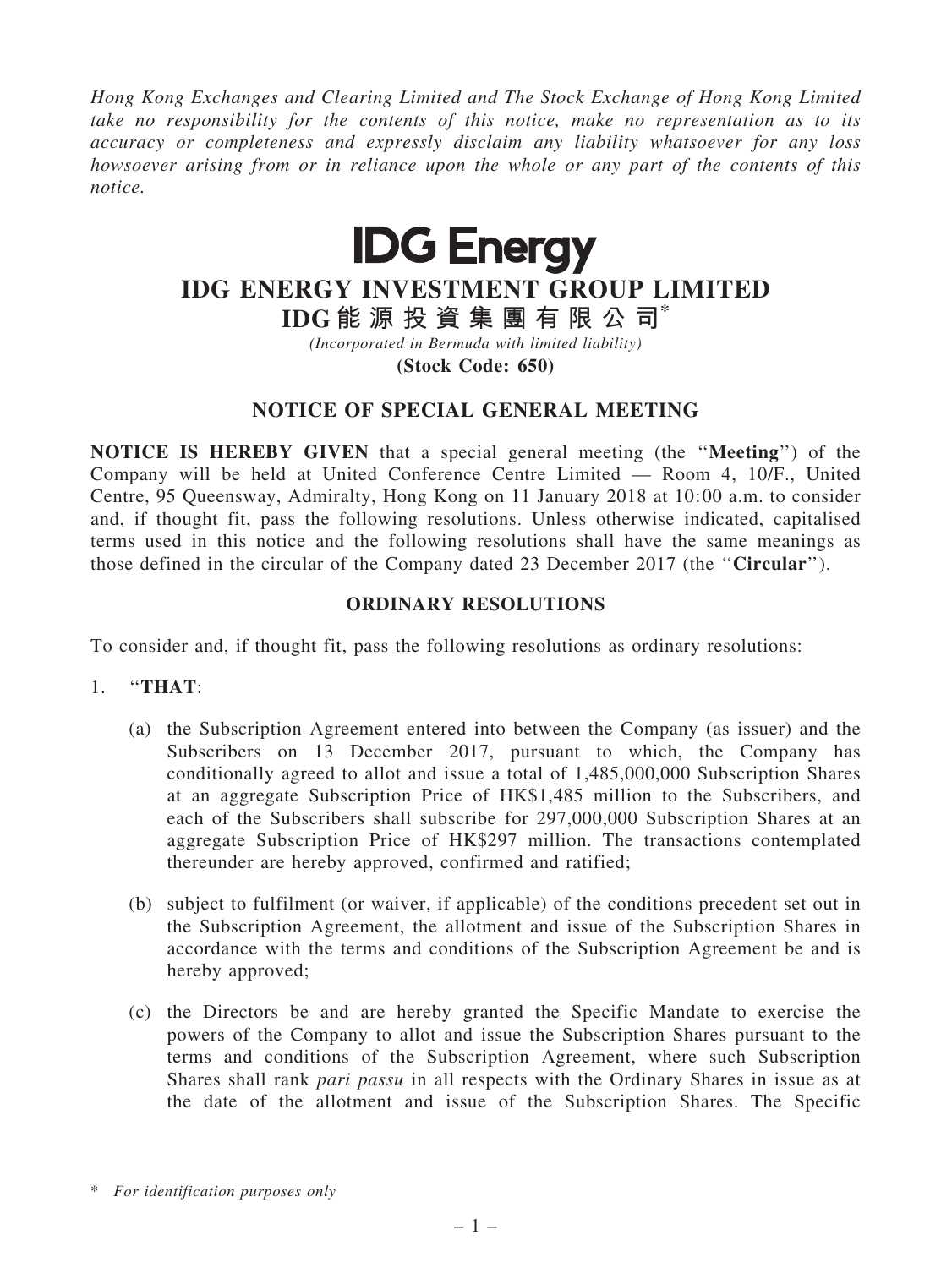*Hong Kong Exchanges and Clearing Limited and The Stock Exchange of Hong Kong Limited take no responsibility for the contents of this notice, make no representation as to its accuracy or completeness and expressly disclaim any liability whatsoever for any loss howsoever arising from or in reliance upon the whole or any part of the contents of this notice.*

# IDG Energy

# IDG ENERGY INVESTMENT GROUP LIMITED

# IDG能源投資集團有限公司*

*(Incorporated in Bermuda with limited liability)*

**(Stock Code: 650)**

## NOTICE OF SPECIAL GENERAL MEETING

**NOTICE IS HEREBY GIVEN** that a special general meeting (the ''**Meeting**'') of the Company will be held at United Conference Centre Limited — Room 4, 10/F., United Centre, 95 Queensway, Admiralty, Hong Kong on 11 January 2018 at 10:00 a.m. to consider and, if thought fit, pass the following resolutions. Unless otherwise indicated, capitalised terms used in this notice and the following resolutions shall have the same meanings as those defined in the circular of the Company dated 23 December 2017 (the ''**Circular**'').

### ORDINARY RESOLUTIONS

To consider and, if thought fit, pass the following resolutions as ordinary resolutions:

1. ''**THAT**:

   (a) the Subscription Agreement entered into between the Company (as issuer) and the Subscribers on 13 December 2017, pursuant to which, the Company has conditionally agreed to allot and issue a total of 1,485,000,000 Subscription Shares at an aggregate Subscription Price of HK$1,485 million to the Subscribers, and each of the Subscribers shall subscribe for 297,000,000 Subscription Shares at an aggregate Subscription Price of HK$297 million. The transactions contemplated thereunder are hereby approved, confirmed and ratified;

   (b) subject to fulfilment (or waiver, if applicable) of the conditions precedent set out in the Subscription Agreement, the allotment and issue of the Subscription Shares in accordance with the terms and conditions of the Subscription Agreement be and is hereby approved;

   (c) the Directors be and are hereby granted the Specific Mandate to exercise the powers of the Company to allot and issue the Subscription Shares pursuant to the terms and conditions of the Subscription Agreement, where such Subscription Shares shall rank *pari passu* in all respects with the Ordinary Shares in issue as at the date of the allotment and issue of the Subscription Shares. The Specific

\* *For identification purposes only*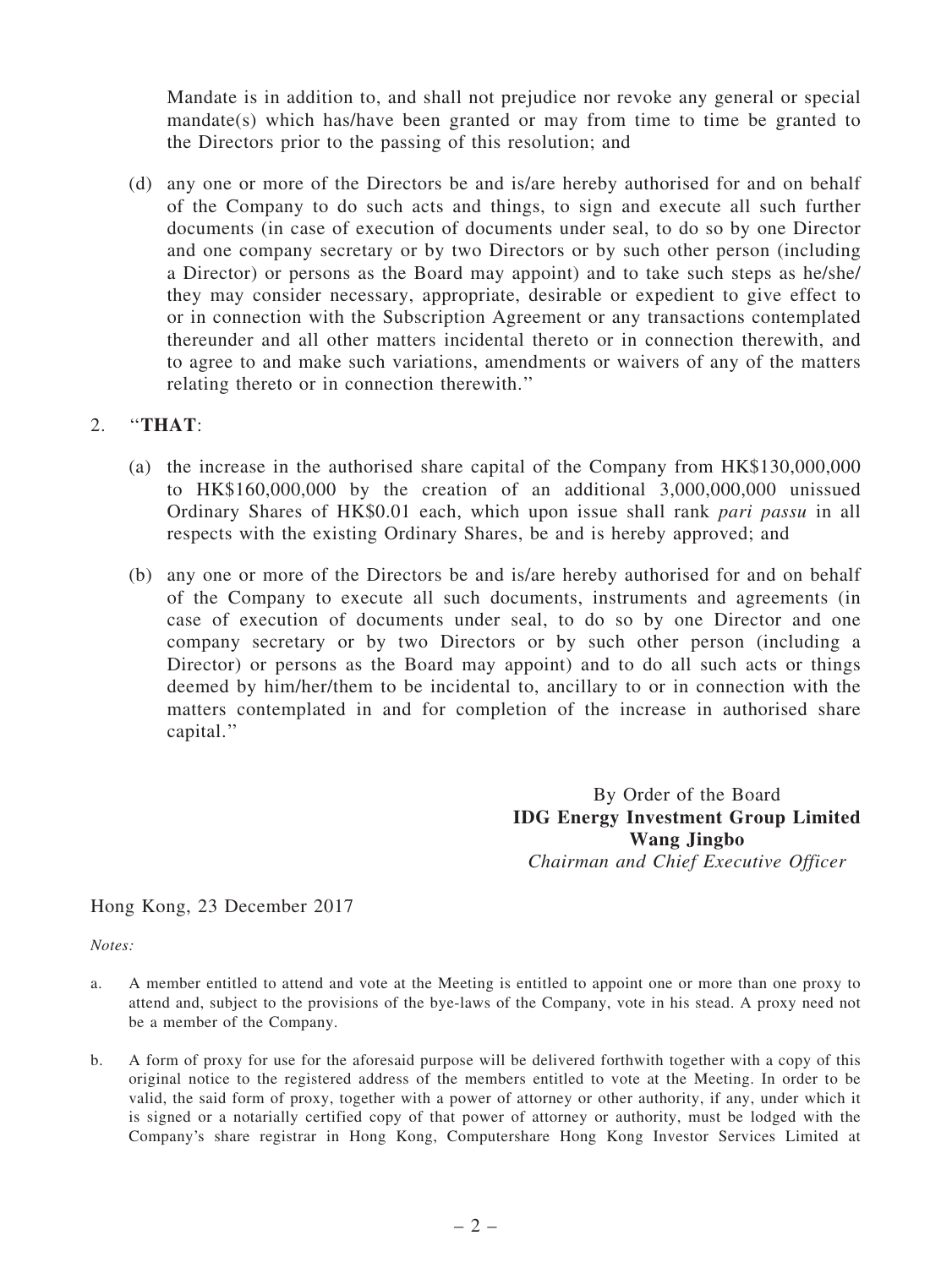Mandate is in addition to, and shall not prejudice nor revoke any general or special mandate(s) which has/have been granted or may from time to time be granted to the Directors prior to the passing of this resolution; and

(d) any one or more of the Directors be and is/are hereby authorised for and on behalf of the Company to do such acts and things, to sign and execute all such further documents (in case of execution of documents under seal, to do so by one Director and one company secretary or by two Directors or by such other person (including a Director) or persons as the Board may appoint) and to take such steps as he/she/they may consider necessary, appropriate, desirable or expedient to give effect to or in connection with the Subscription Agreement or any transactions contemplated thereunder and all other matters incidental thereto or in connection therewith, and to agree to and make such variations, amendments or waivers of any of the matters relating thereto or in connection therewith.''

2. ''**THAT**:

(a) the increase in the authorised share capital of the Company from HK$130,000,000 to HK$160,000,000 by the creation of an additional 3,000,000,000 unissued Ordinary Shares of HK$0.01 each, which upon issue shall rank *pari passu* in all respects with the existing Ordinary Shares, be and is hereby approved; and

(b) any one or more of the Directors be and is/are hereby authorised for and on behalf of the Company to execute all such documents, instruments and agreements (in case of execution of documents under seal, to do so by one Director and one company secretary or by two Directors or by such other person (including a Director) or persons as the Board may appoint) and to do all such acts or things deemed by him/her/them to be incidental to, ancillary to or in connection with the matters contemplated in and for completion of the increase in authorised share capital.''

By Order of the Board
**IDG Energy Investment Group Limited**
**Wang Jingbo**
*Chairman and Chief Executive Officer*

Hong Kong, 23 December 2017

*Notes:*

a. A member entitled to attend and vote at the Meeting is entitled to appoint one or more than one proxy to attend and, subject to the provisions of the bye-laws of the Company, vote in his stead. A proxy need not be a member of the Company.

b. A form of proxy for use for the aforesaid purpose will be delivered forthwith together with a copy of this original notice to the registered address of the members entitled to vote at the Meeting. In order to be valid, the said form of proxy, together with a power of attorney or other authority, if any, under which it is signed or a notarially certified copy of that power of attorney or authority, must be lodged with the Company's share registrar in Hong Kong, Computershare Hong Kong Investor Services Limited at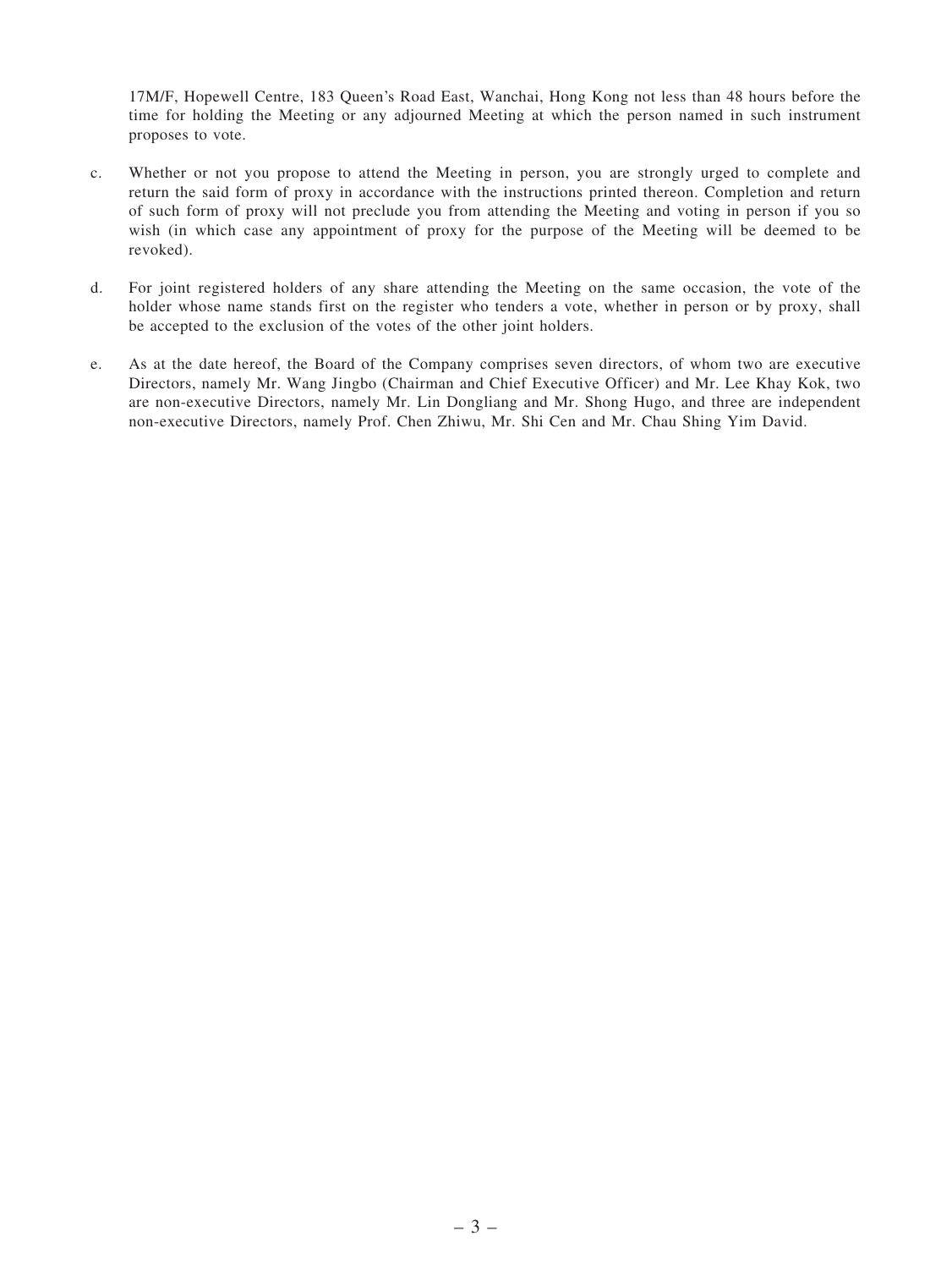17M/F, Hopewell Centre, 183 Queen's Road East, Wanchai, Hong Kong not less than 48 hours before the time for holding the Meeting or any adjourned Meeting at which the person named in such instrument proposes to vote.

c. Whether or not you propose to attend the Meeting in person, you are strongly urged to complete and return the said form of proxy in accordance with the instructions printed thereon. Completion and return of such form of proxy will not preclude you from attending the Meeting and voting in person if you so wish (in which case any appointment of proxy for the purpose of the Meeting will be deemed to be revoked).

d. For joint registered holders of any share attending the Meeting on the same occasion, the vote of the holder whose name stands first on the register who tenders a vote, whether in person or by proxy, shall be accepted to the exclusion of the votes of the other joint holders.

e. As at the date hereof, the Board of the Company comprises seven directors, of whom two are executive Directors, namely Mr. Wang Jingbo (Chairman and Chief Executive Officer) and Mr. Lee Khay Kok, two are non-executive Directors, namely Mr. Lin Dongliang and Mr. Shong Hugo, and three are independent non-executive Directors, namely Prof. Chen Zhiwu, Mr. Shi Cen and Mr. Chau Shing Yim David.